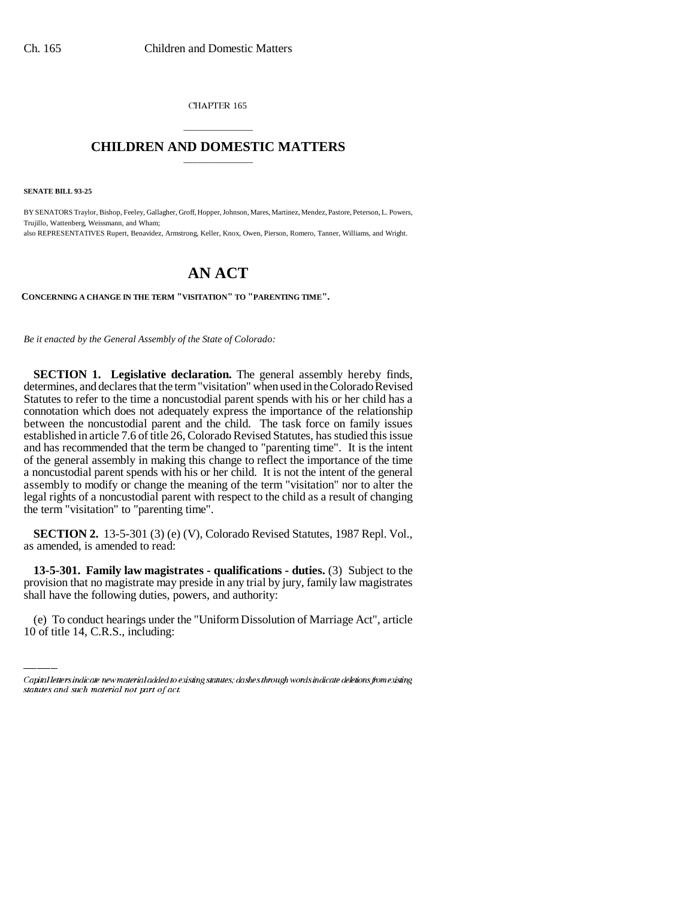CHAPTER 165

# CHILDREN AND DOMESTIC MATTERS

**SENATE BILL 93-25**

BY SENATORS Traylor, Bishop, Feeley, Gallagher, Groff, Hopper, Johnson, Mares, Martinez, Mendez, Pastore, Peterson, L. Powers, Trujillo, Wattenberg, Weissmann, and Wham;

also REPRESENTATIVES Rupert, Benavidez, Armstrong, Keller, Knox, Owen, Pierson, Romero, Tanner, Williams, and Wright.

# AN ACT

**CONCERNING A CHANGE IN THE TERM "VISITATION" TO "PARENTING TIME".**

*Be it enacted by the General Assembly of the State of Colorado:*

**SECTION 1. Legislative declaration.** The general assembly hereby finds, determines, and declares that the term "visitation" when used in the Colorado Revised Statutes to refer to the time a noncustodial parent spends with his or her child has a connotation which does not adequately express the importance of the relationship between the noncustodial parent and the child. The task force on family issues established in article 7.6 of title 26, Colorado Revised Statutes, has studied this issue and has recommended that the term be changed to "parenting time". It is the intent of the general assembly in making this change to reflect the importance of the time a noncustodial parent spends with his or her child. It is not the intent of the general assembly to modify or change the meaning of the term "visitation" nor to alter the legal rights of a noncustodial parent with respect to the child as a result of changing the term "visitation" to "parenting time".

**SECTION 2.** 13-5-301 (3) (e) (V), Colorado Revised Statutes, 1987 Repl. Vol., as amended, is amended to read:

**13-5-301. Family law magistrates - qualifications - duties.** (3) Subject to the provision that no magistrate may preside in any trial by jury, family law magistrates shall have the following duties, powers, and authority:

(e) To conduct hearings under the "Uniform Dissolution of Marriage Act", article 10 of title 14, C.R.S., including:

Capital letters indicate new material added to existing statutes; dashes through words indicate deletions from existing statutes and such material not part of act.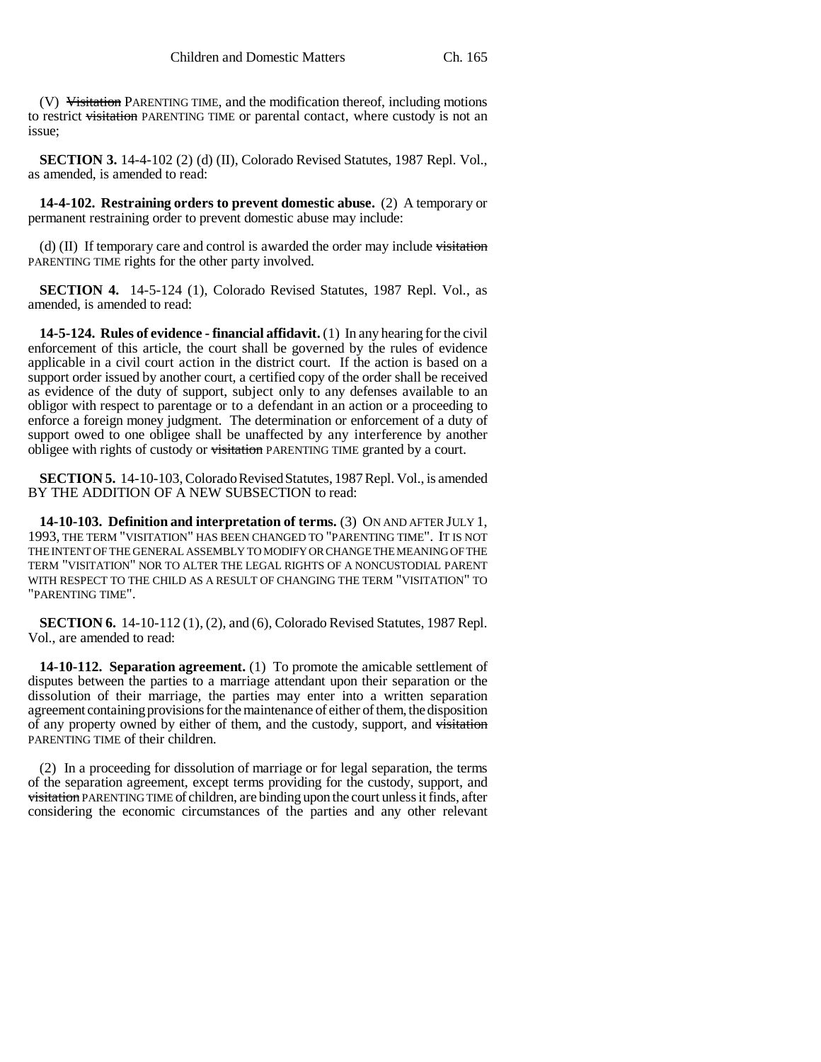(V) ~~Visitation~~ PARENTING TIME, and the modification thereof, including motions to restrict ~~visitation~~ PARENTING TIME or parental contact, where custody is not an issue;

**SECTION 3.** 14-4-102 (2) (d) (II), Colorado Revised Statutes, 1987 Repl. Vol., as amended, is amended to read:

**14-4-102. Restraining orders to prevent domestic abuse.** (2) A temporary or permanent restraining order to prevent domestic abuse may include:

(d) (II) If temporary care and control is awarded the order may include ~~visitation~~ PARENTING TIME rights for the other party involved.

**SECTION 4.** 14-5-124 (1), Colorado Revised Statutes, 1987 Repl. Vol., as amended, is amended to read:

**14-5-124. Rules of evidence - financial affidavit.** (1) In any hearing for the civil enforcement of this article, the court shall be governed by the rules of evidence applicable in a civil court action in the district court. If the action is based on a support order issued by another court, a certified copy of the order shall be received as evidence of the duty of support, subject only to any defenses available to an obligor with respect to parentage or to a defendant in an action or a proceeding to enforce a foreign money judgment. The determination or enforcement of a duty of support owed to one obligee shall be unaffected by any interference by another obligee with rights of custody or ~~visitation~~ PARENTING TIME granted by a court.

**SECTION 5.** 14-10-103, Colorado Revised Statutes, 1987 Repl. Vol., is amended BY THE ADDITION OF A NEW SUBSECTION to read:

**14-10-103. Definition and interpretation of terms.** (3) ON AND AFTER JULY 1, 1993, THE TERM "VISITATION" HAS BEEN CHANGED TO "PARENTING TIME". IT IS NOT THE INTENT OF THE GENERAL ASSEMBLY TO MODIFY OR CHANGE THE MEANING OF THE TERM "VISITATION" NOR TO ALTER THE LEGAL RIGHTS OF A NONCUSTODIAL PARENT WITH RESPECT TO THE CHILD AS A RESULT OF CHANGING THE TERM "VISITATION" TO "PARENTING TIME".

**SECTION 6.** 14-10-112 (1), (2), and (6), Colorado Revised Statutes, 1987 Repl. Vol., are amended to read:

**14-10-112. Separation agreement.** (1) To promote the amicable settlement of disputes between the parties to a marriage attendant upon their separation or the dissolution of their marriage, the parties may enter into a written separation agreement containing provisions for the maintenance of either of them, the disposition of any property owned by either of them, and the custody, support, and ~~visitation~~ PARENTING TIME of their children.

(2) In a proceeding for dissolution of marriage or for legal separation, the terms of the separation agreement, except terms providing for the custody, support, and ~~visitation~~ PARENTING TIME of children, are binding upon the court unless it finds, after considering the economic circumstances of the parties and any other relevant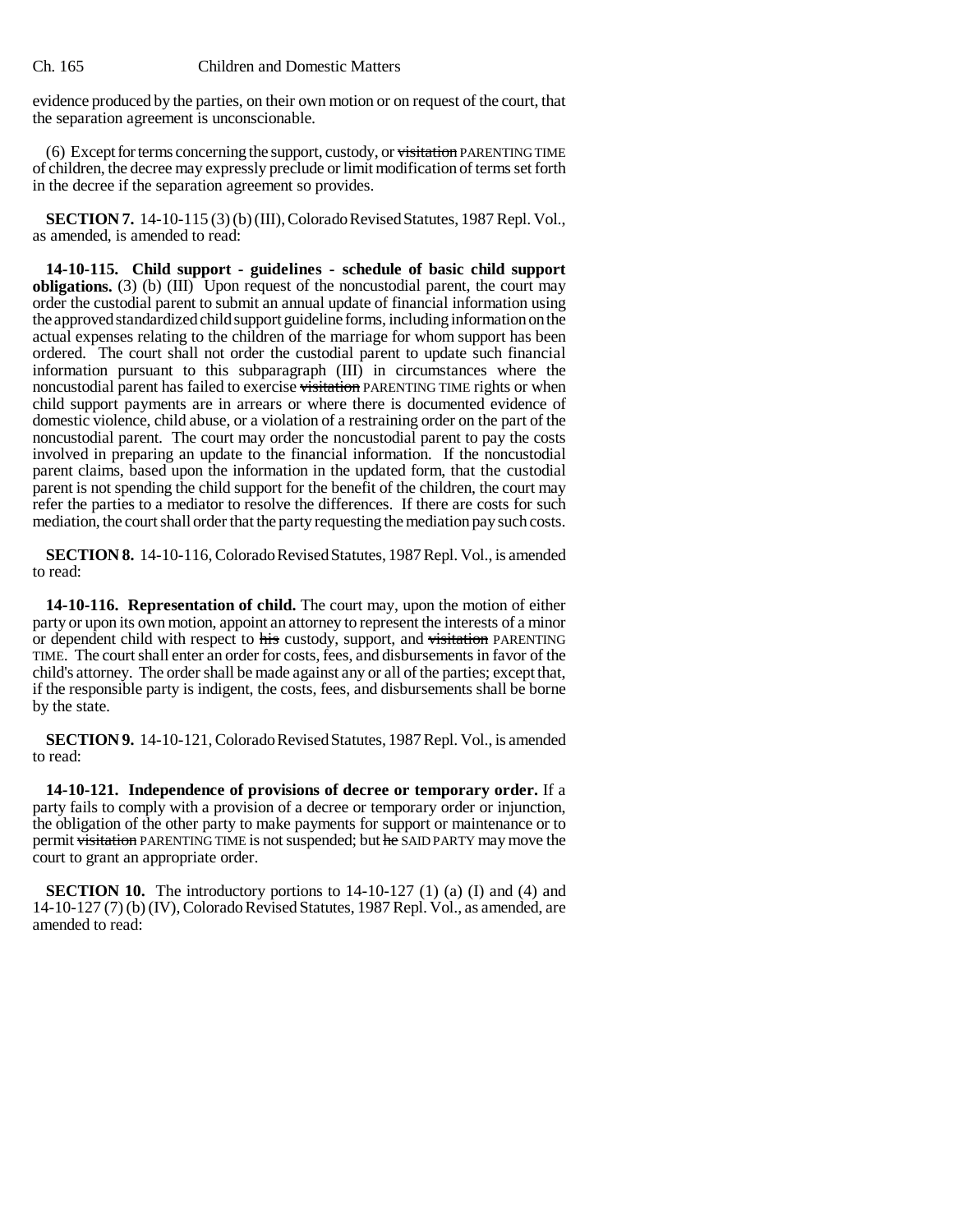evidence produced by the parties, on their own motion or on request of the court, that the separation agreement is unconscionable.

(6) Except for terms concerning the support, custody, or ~~visitation~~ PARENTING TIME of children, the decree may expressly preclude or limit modification of terms set forth in the decree if the separation agreement so provides.

**SECTION 7.** 14-10-115 (3) (b) (III), Colorado Revised Statutes, 1987 Repl. Vol., as amended, is amended to read:

**14-10-115. Child support - guidelines - schedule of basic child support obligations.** (3) (b) (III) Upon request of the noncustodial parent, the court may order the custodial parent to submit an annual update of financial information using the approved standardized child support guideline forms, including information on the actual expenses relating to the children of the marriage for whom support has been ordered. The court shall not order the custodial parent to update such financial information pursuant to this subparagraph (III) in circumstances where the noncustodial parent has failed to exercise ~~visitation~~ PARENTING TIME rights or when child support payments are in arrears or where there is documented evidence of domestic violence, child abuse, or a violation of a restraining order on the part of the noncustodial parent. The court may order the noncustodial parent to pay the costs involved in preparing an update to the financial information. If the noncustodial parent claims, based upon the information in the updated form, that the custodial parent is not spending the child support for the benefit of the children, the court may refer the parties to a mediator to resolve the differences. If there are costs for such mediation, the court shall order that the party requesting the mediation pay such costs.

**SECTION 8.** 14-10-116, Colorado Revised Statutes, 1987 Repl. Vol., is amended to read:

**14-10-116. Representation of child.** The court may, upon the motion of either party or upon its own motion, appoint an attorney to represent the interests of a minor or dependent child with respect to ~~his~~ custody, support, and ~~visitation~~ PARENTING TIME. The court shall enter an order for costs, fees, and disbursements in favor of the child's attorney. The order shall be made against any or all of the parties; except that, if the responsible party is indigent, the costs, fees, and disbursements shall be borne by the state.

**SECTION 9.** 14-10-121, Colorado Revised Statutes, 1987 Repl. Vol., is amended to read:

**14-10-121. Independence of provisions of decree or temporary order.** If a party fails to comply with a provision of a decree or temporary order or injunction, the obligation of the other party to make payments for support or maintenance or to permit ~~visitation~~ PARENTING TIME is not suspended; but ~~he~~ SAID PARTY may move the court to grant an appropriate order.

**SECTION 10.** The introductory portions to 14-10-127 (1) (a) (I) and (4) and 14-10-127 (7) (b) (IV), Colorado Revised Statutes, 1987 Repl. Vol., as amended, are amended to read: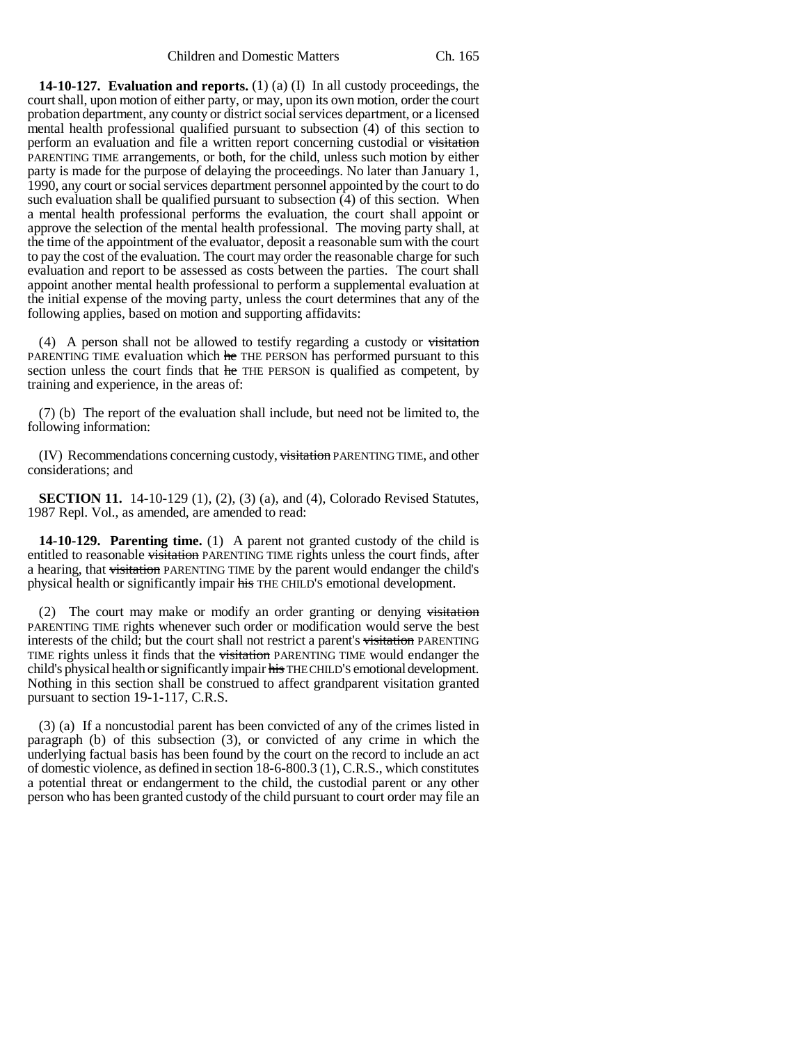**14-10-127. Evaluation and reports.** (1) (a) (I) In all custody proceedings, the court shall, upon motion of either party, or may, upon its own motion, order the court probation department, any county or district social services department, or a licensed mental health professional qualified pursuant to subsection (4) of this section to perform an evaluation and file a written report concerning custodial or ~~visitation~~ PARENTING TIME arrangements, or both, for the child, unless such motion by either party is made for the purpose of delaying the proceedings. No later than January 1, 1990, any court or social services department personnel appointed by the court to do such evaluation shall be qualified pursuant to subsection (4) of this section. When a mental health professional performs the evaluation, the court shall appoint or approve the selection of the mental health professional. The moving party shall, at the time of the appointment of the evaluator, deposit a reasonable sum with the court to pay the cost of the evaluation. The court may order the reasonable charge for such evaluation and report to be assessed as costs between the parties. The court shall appoint another mental health professional to perform a supplemental evaluation at the initial expense of the moving party, unless the court determines that any of the following applies, based on motion and supporting affidavits:

(4) A person shall not be allowed to testify regarding a custody or ~~visitation~~ PARENTING TIME evaluation which ~~he~~ THE PERSON has performed pursuant to this section unless the court finds that ~~he~~ THE PERSON is qualified as competent, by training and experience, in the areas of:

(7) (b) The report of the evaluation shall include, but need not be limited to, the following information:

(IV) Recommendations concerning custody, ~~visitation~~ PARENTING TIME, and other considerations; and

**SECTION 11.** 14-10-129 (1), (2), (3) (a), and (4), Colorado Revised Statutes, 1987 Repl. Vol., as amended, are amended to read:

**14-10-129. Parenting time.** (1) A parent not granted custody of the child is entitled to reasonable ~~visitation~~ PARENTING TIME rights unless the court finds, after a hearing, that ~~visitation~~ PARENTING TIME by the parent would endanger the child's physical health or significantly impair ~~his~~ THE CHILD'S emotional development.

(2) The court may make or modify an order granting or denying ~~visitation~~ PARENTING TIME rights whenever such order or modification would serve the best interests of the child; but the court shall not restrict a parent's ~~visitation~~ PARENTING TIME rights unless it finds that the ~~visitation~~ PARENTING TIME would endanger the child's physical health or significantly impair ~~his~~ THE CHILD'S emotional development. Nothing in this section shall be construed to affect grandparent visitation granted pursuant to section 19-1-117, C.R.S.

(3) (a) If a noncustodial parent has been convicted of any of the crimes listed in paragraph (b) of this subsection (3), or convicted of any crime in which the underlying factual basis has been found by the court on the record to include an act of domestic violence, as defined in section 18-6-800.3 (1), C.R.S., which constitutes a potential threat or endangerment to the child, the custodial parent or any other person who has been granted custody of the child pursuant to court order may file an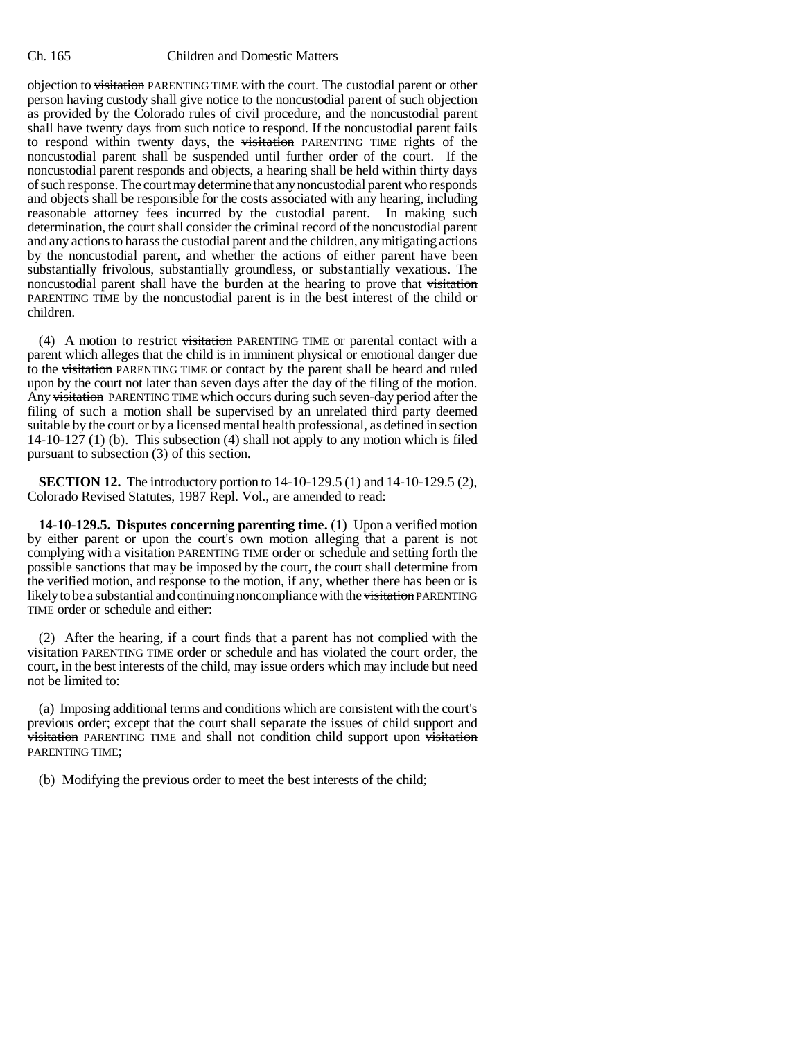objection to ~~visitation~~ PARENTING TIME with the court. The custodial parent or other person having custody shall give notice to the noncustodial parent of such objection as provided by the Colorado rules of civil procedure, and the noncustodial parent shall have twenty days from such notice to respond. If the noncustodial parent fails to respond within twenty days, the ~~visitation~~ PARENTING TIME rights of the noncustodial parent shall be suspended until further order of the court. If the noncustodial parent responds and objects, a hearing shall be held within thirty days of such response. The court may determine that any noncustodial parent who responds and objects shall be responsible for the costs associated with any hearing, including reasonable attorney fees incurred by the custodial parent. In making such determination, the court shall consider the criminal record of the noncustodial parent and any actions to harass the custodial parent and the children, any mitigating actions by the noncustodial parent, and whether the actions of either parent have been substantially frivolous, substantially groundless, or substantially vexatious. The noncustodial parent shall have the burden at the hearing to prove that ~~visitation~~ PARENTING TIME by the noncustodial parent is in the best interest of the child or children.

(4) A motion to restrict ~~visitation~~ PARENTING TIME or parental contact with a parent which alleges that the child is in imminent physical or emotional danger due to the ~~visitation~~ PARENTING TIME or contact by the parent shall be heard and ruled upon by the court not later than seven days after the day of the filing of the motion. Any ~~visitation~~ PARENTING TIME which occurs during such seven-day period after the filing of such a motion shall be supervised by an unrelated third party deemed suitable by the court or by a licensed mental health professional, as defined in section 14-10-127 (1) (b). This subsection (4) shall not apply to any motion which is filed pursuant to subsection (3) of this section.

**SECTION 12.** The introductory portion to 14-10-129.5 (1) and 14-10-129.5 (2), Colorado Revised Statutes, 1987 Repl. Vol., are amended to read:

**14-10-129.5. Disputes concerning parenting time.** (1) Upon a verified motion by either parent or upon the court's own motion alleging that a parent is not complying with a ~~visitation~~ PARENTING TIME order or schedule and setting forth the possible sanctions that may be imposed by the court, the court shall determine from the verified motion, and response to the motion, if any, whether there has been or is likely to be a substantial and continuing noncompliance with the ~~visitation~~ PARENTING TIME order or schedule and either:

(2) After the hearing, if a court finds that a parent has not complied with the ~~visitation~~ PARENTING TIME order or schedule and has violated the court order, the court, in the best interests of the child, may issue orders which may include but need not be limited to:

(a) Imposing additional terms and conditions which are consistent with the court's previous order; except that the court shall separate the issues of child support and ~~visitation~~ PARENTING TIME and shall not condition child support upon ~~visitation~~ PARENTING TIME;

(b) Modifying the previous order to meet the best interests of the child;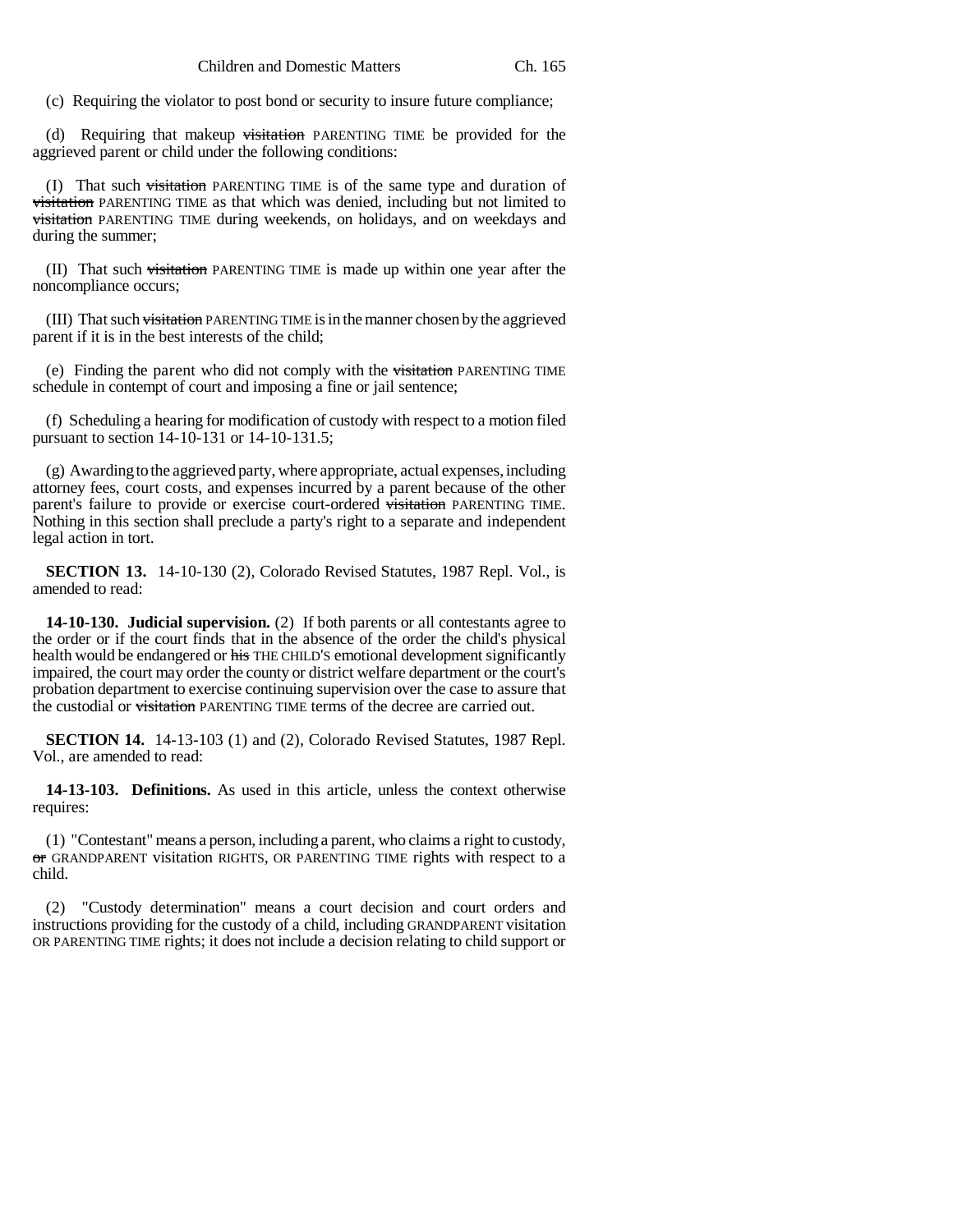(c) Requiring the violator to post bond or security to insure future compliance;

(d) Requiring that makeup ~~visitation~~ PARENTING TIME be provided for the aggrieved parent or child under the following conditions:

(I) That such ~~visitation~~ PARENTING TIME is of the same type and duration of ~~visitation~~ PARENTING TIME as that which was denied, including but not limited to ~~visitation~~ PARENTING TIME during weekends, on holidays, and on weekdays and during the summer;

(II) That such ~~visitation~~ PARENTING TIME is made up within one year after the noncompliance occurs;

(III) That such ~~visitation~~ PARENTING TIME is in the manner chosen by the aggrieved parent if it is in the best interests of the child;

(e) Finding the parent who did not comply with the ~~visitation~~ PARENTING TIME schedule in contempt of court and imposing a fine or jail sentence;

(f) Scheduling a hearing for modification of custody with respect to a motion filed pursuant to section 14-10-131 or 14-10-131.5;

(g) Awarding to the aggrieved party, where appropriate, actual expenses, including attorney fees, court costs, and expenses incurred by a parent because of the other parent's failure to provide or exercise court-ordered ~~visitation~~ PARENTING TIME. Nothing in this section shall preclude a party's right to a separate and independent legal action in tort.

**SECTION 13.** 14-10-130 (2), Colorado Revised Statutes, 1987 Repl. Vol., is amended to read:

**14-10-130. Judicial supervision.** (2) If both parents or all contestants agree to the order or if the court finds that in the absence of the order the child's physical health would be endangered or ~~his~~ THE CHILD'S emotional development significantly impaired, the court may order the county or district welfare department or the court's probation department to exercise continuing supervision over the case to assure that the custodial or ~~visitation~~ PARENTING TIME terms of the decree are carried out.

**SECTION 14.** 14-13-103 (1) and (2), Colorado Revised Statutes, 1987 Repl. Vol., are amended to read:

**14-13-103. Definitions.** As used in this article, unless the context otherwise requires:

(1) "Contestant" means a person, including a parent, who claims a right to custody, ~~or~~ GRANDPARENT visitation RIGHTS, OR PARENTING TIME rights with respect to a child.

(2) "Custody determination" means a court decision and court orders and instructions providing for the custody of a child, including GRANDPARENT visitation OR PARENTING TIME rights; it does not include a decision relating to child support or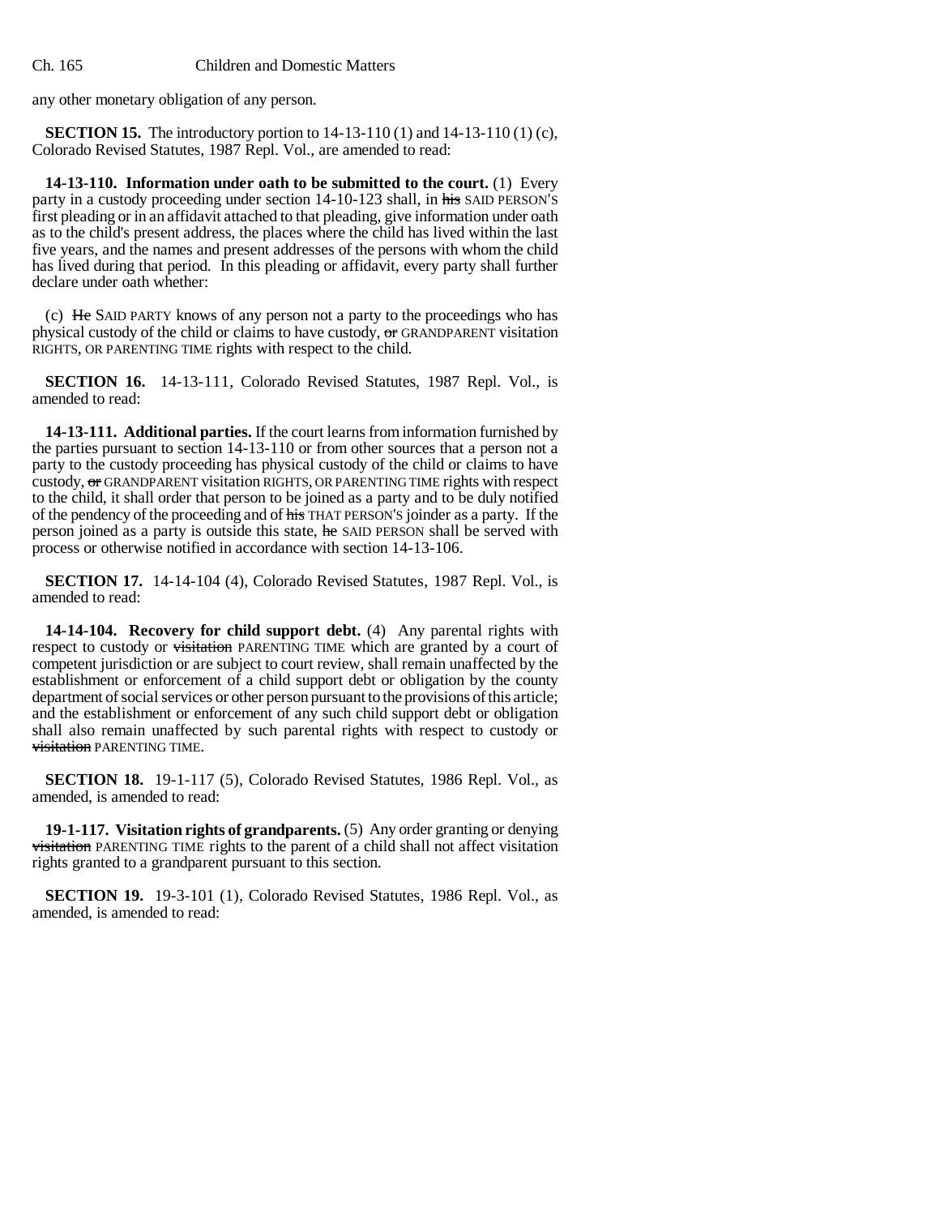any other monetary obligation of any person.

**SECTION 15.** The introductory portion to 14-13-110 (1) and 14-13-110 (1) (c), Colorado Revised Statutes, 1987 Repl. Vol., are amended to read:

**14-13-110. Information under oath to be submitted to the court.** (1) Every party in a custody proceeding under section 14-10-123 shall, in ~~his~~ SAID PERSON'S first pleading or in an affidavit attached to that pleading, give information under oath as to the child's present address, the places where the child has lived within the last five years, and the names and present addresses of the persons with whom the child has lived during that period. In this pleading or affidavit, every party shall further declare under oath whether:

(c) ~~He~~ SAID PARTY knows of any person not a party to the proceedings who has physical custody of the child or claims to have custody, ~~or~~ GRANDPARENT visitation RIGHTS, OR PARENTING TIME rights with respect to the child.

**SECTION 16.** 14-13-111, Colorado Revised Statutes, 1987 Repl. Vol., is amended to read:

**14-13-111. Additional parties.** If the court learns from information furnished by the parties pursuant to section 14-13-110 or from other sources that a person not a party to the custody proceeding has physical custody of the child or claims to have custody, ~~or~~ GRANDPARENT visitation RIGHTS, OR PARENTING TIME rights with respect to the child, it shall order that person to be joined as a party and to be duly notified of the pendency of the proceeding and of ~~his~~ THAT PERSON'S joinder as a party. If the person joined as a party is outside this state, ~~he~~ SAID PERSON shall be served with process or otherwise notified in accordance with section 14-13-106.

**SECTION 17.** 14-14-104 (4), Colorado Revised Statutes, 1987 Repl. Vol., is amended to read:

**14-14-104. Recovery for child support debt.** (4) Any parental rights with respect to custody or ~~visitation~~ PARENTING TIME which are granted by a court of competent jurisdiction or are subject to court review, shall remain unaffected by the establishment or enforcement of a child support debt or obligation by the county department of social services or other person pursuant to the provisions of this article; and the establishment or enforcement of any such child support debt or obligation shall also remain unaffected by such parental rights with respect to custody or ~~visitation~~ PARENTING TIME.

**SECTION 18.** 19-1-117 (5), Colorado Revised Statutes, 1986 Repl. Vol., as amended, is amended to read:

**19-1-117. Visitation rights of grandparents.** (5) Any order granting or denying ~~visitation~~ PARENTING TIME rights to the parent of a child shall not affect visitation rights granted to a grandparent pursuant to this section.

**SECTION 19.** 19-3-101 (1), Colorado Revised Statutes, 1986 Repl. Vol., as amended, is amended to read: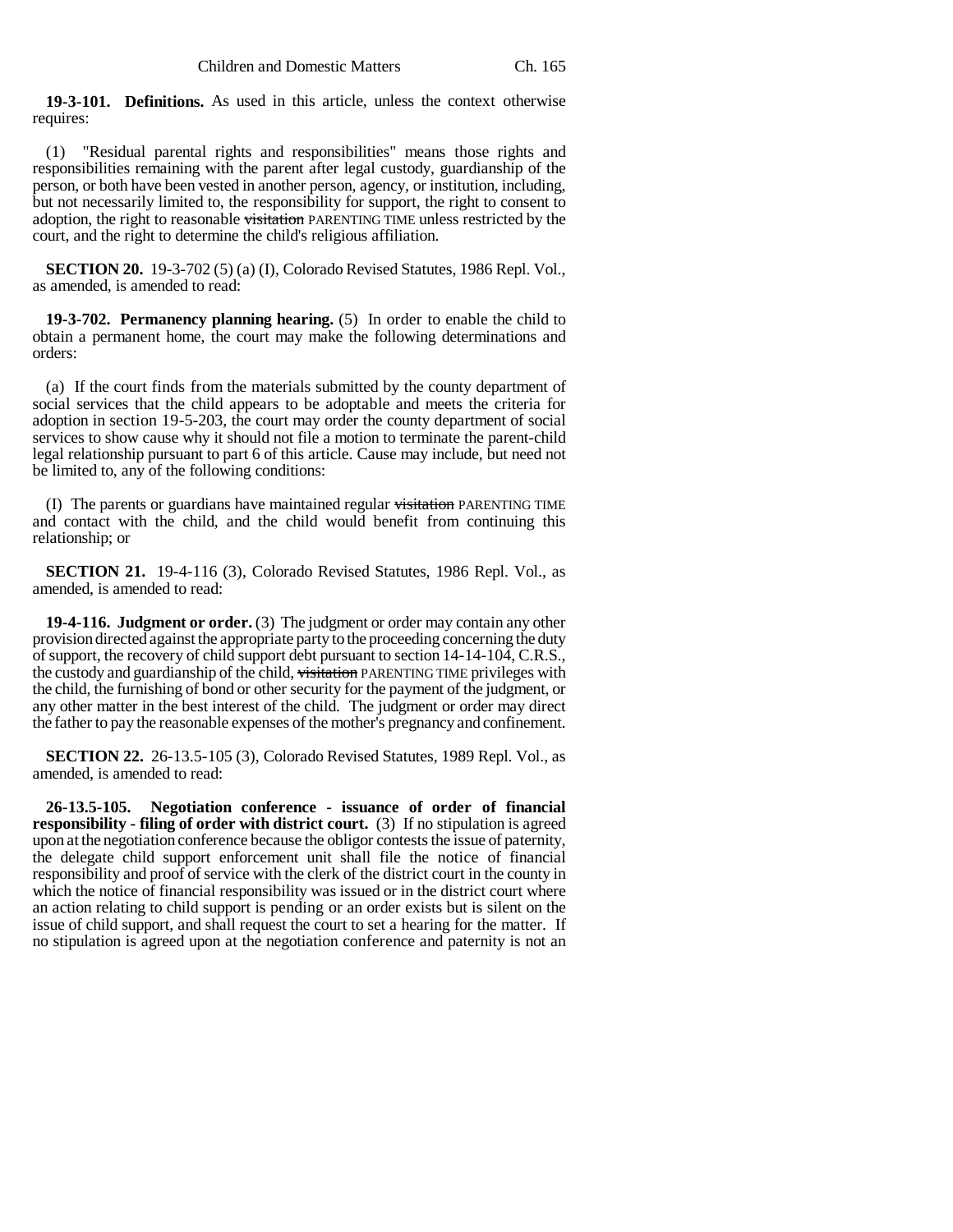**19-3-101. Definitions.** As used in this article, unless the context otherwise requires:

(1) "Residual parental rights and responsibilities" means those rights and responsibilities remaining with the parent after legal custody, guardianship of the person, or both have been vested in another person, agency, or institution, including, but not necessarily limited to, the responsibility for support, the right to consent to adoption, the right to reasonable ~~visitation~~ PARENTING TIME unless restricted by the court, and the right to determine the child's religious affiliation.

**SECTION 20.** 19-3-702 (5) (a) (I), Colorado Revised Statutes, 1986 Repl. Vol., as amended, is amended to read:

**19-3-702. Permanency planning hearing.** (5) In order to enable the child to obtain a permanent home, the court may make the following determinations and orders:

(a) If the court finds from the materials submitted by the county department of social services that the child appears to be adoptable and meets the criteria for adoption in section 19-5-203, the court may order the county department of social services to show cause why it should not file a motion to terminate the parent-child legal relationship pursuant to part 6 of this article. Cause may include, but need not be limited to, any of the following conditions:

(I) The parents or guardians have maintained regular ~~visitation~~ PARENTING TIME and contact with the child, and the child would benefit from continuing this relationship; or

**SECTION 21.** 19-4-116 (3), Colorado Revised Statutes, 1986 Repl. Vol., as amended, is amended to read:

**19-4-116. Judgment or order.** (3) The judgment or order may contain any other provision directed against the appropriate party to the proceeding concerning the duty of support, the recovery of child support debt pursuant to section 14-14-104, C.R.S., the custody and guardianship of the child, ~~visitation~~ PARENTING TIME privileges with the child, the furnishing of bond or other security for the payment of the judgment, or any other matter in the best interest of the child. The judgment or order may direct the father to pay the reasonable expenses of the mother's pregnancy and confinement.

**SECTION 22.** 26-13.5-105 (3), Colorado Revised Statutes, 1989 Repl. Vol., as amended, is amended to read:

**26-13.5-105. Negotiation conference - issuance of order of financial responsibility - filing of order with district court.** (3) If no stipulation is agreed upon at the negotiation conference because the obligor contests the issue of paternity, the delegate child support enforcement unit shall file the notice of financial responsibility and proof of service with the clerk of the district court in the county in which the notice of financial responsibility was issued or in the district court where an action relating to child support is pending or an order exists but is silent on the issue of child support, and shall request the court to set a hearing for the matter. If no stipulation is agreed upon at the negotiation conference and paternity is not an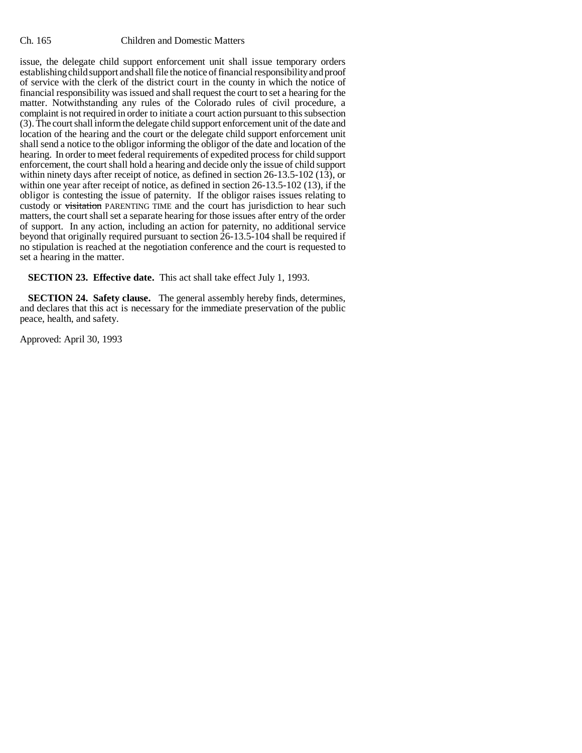issue, the delegate child support enforcement unit shall issue temporary orders establishing child support and shall file the notice of financial responsibility and proof of service with the clerk of the district court in the county in which the notice of financial responsibility was issued and shall request the court to set a hearing for the matter. Notwithstanding any rules of the Colorado rules of civil procedure, a complaint is not required in order to initiate a court action pursuant to this subsection (3). The court shall inform the delegate child support enforcement unit of the date and location of the hearing and the court or the delegate child support enforcement unit shall send a notice to the obligor informing the obligor of the date and location of the hearing. In order to meet federal requirements of expedited process for child support enforcement, the court shall hold a hearing and decide only the issue of child support within ninety days after receipt of notice, as defined in section 26-13.5-102 (13), or within one year after receipt of notice, as defined in section 26-13.5-102 (13), if the obligor is contesting the issue of paternity. If the obligor raises issues relating to custody or ~~visitation~~ PARENTING TIME and the court has jurisdiction to hear such matters, the court shall set a separate hearing for those issues after entry of the order of support. In any action, including an action for paternity, no additional service beyond that originally required pursuant to section 26-13.5-104 shall be required if no stipulation is reached at the negotiation conference and the court is requested to set a hearing in the matter.

**SECTION 23. Effective date.** This act shall take effect July 1, 1993.

**SECTION 24. Safety clause.** The general assembly hereby finds, determines, and declares that this act is necessary for the immediate preservation of the public peace, health, and safety.

Approved: April 30, 1993